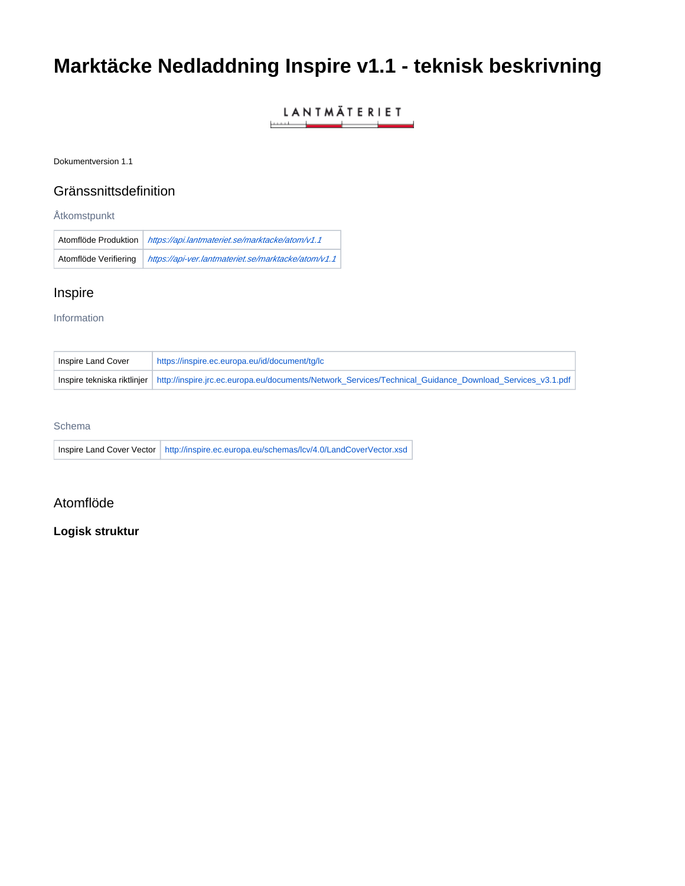# Marktäcke Nedladdning Inspire v1.1 - teknisk beskrivning

Dokumentversion 1.1

## Gränssnittsdefinition

### Åtkomstpunkt

| | |
|---|---|
| Atomflöde Produktion | *https://api.lantmateriet.se/marktacke/atom/v1.1* |
| Atomflöde Verifiering | *https://api-ver.lantmateriet.se/marktacke/atom/v1.1* |

## Inspire

### Information

| | |
|---|---|
| Inspire Land Cover | https://inspire.ec.europa.eu/id/document/tg/lc |
| Inspire tekniska riktlinjer | http://inspire.jrc.ec.europa.eu/documents/Network_Services/Technical_Guidance_Download_Services_v3.1.pdf |

### Schema

| | |
|---|---|
| Inspire Land Cover Vector | http://inspire.ec.europa.eu/schemas/lcv/4.0/LandCoverVector.xsd |

## Atomflöde

### Logisk struktur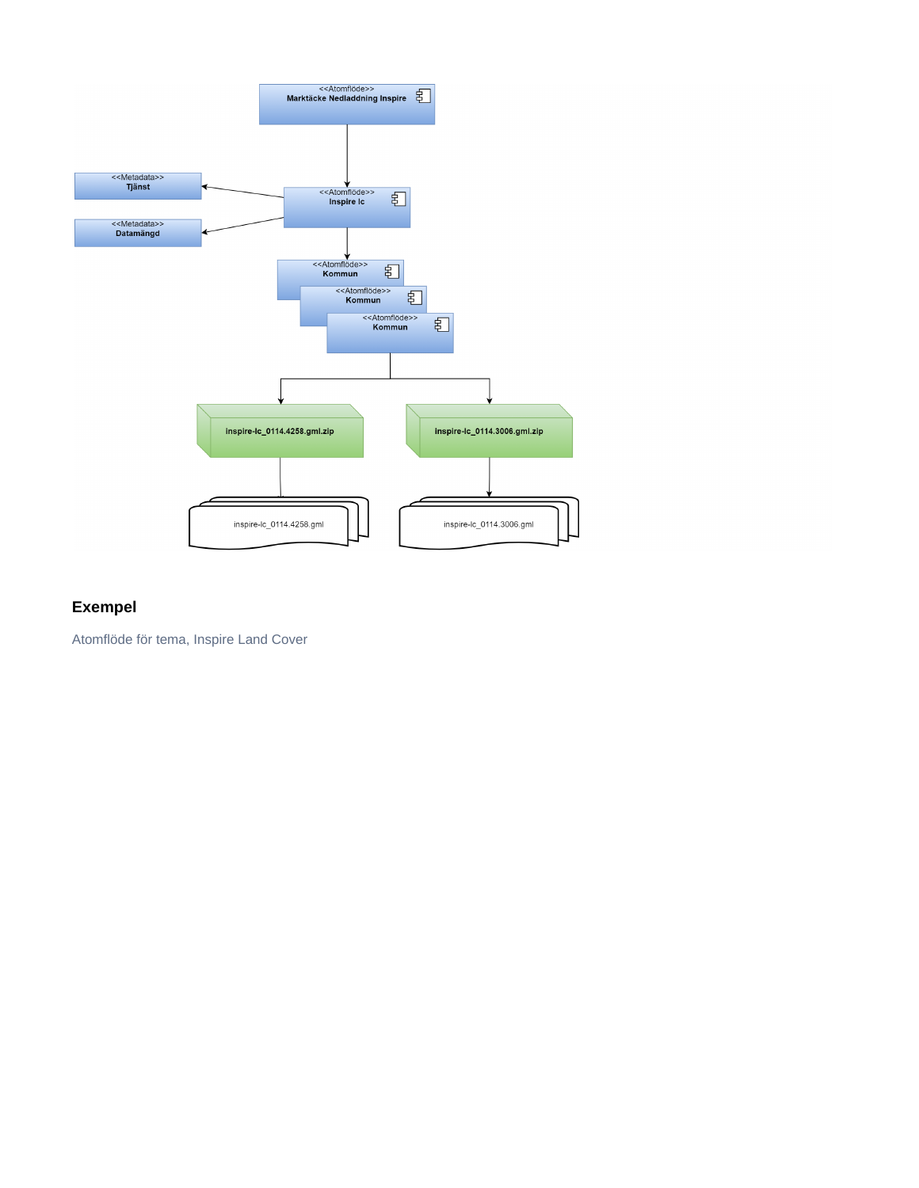<<Atomflöde>>
**Marktäcke Nedladdning Inspire**

<<Metadata>>
**Tjänst**

<<Atomflöde>>
**Inspire lc**

<<Metadata>>
**Datamängd**

<<Atomflöde>>
**Kommun**

<<Atomflöde>>
**Kommun**

<<Atomflöde>>
**Kommun**

**inspire-lc_0114.4258.gml.zip**

**Inspire-lc_0114.3006.gml.zip**

inspire-lc_0114.4258.gml

inspire-lc_0114.3006.gml

### Exempel

Atomflöde för tema, Inspire Land Cover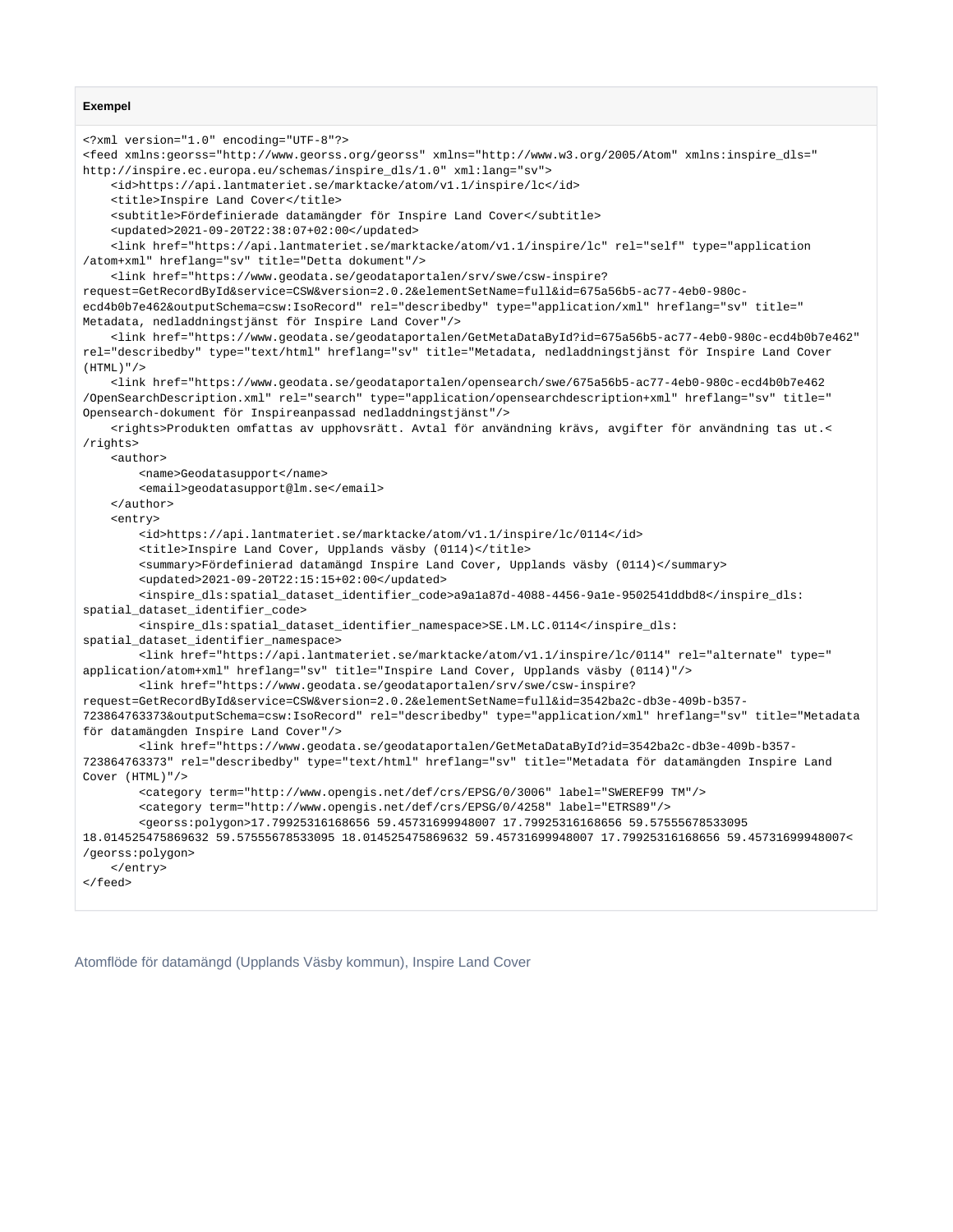**Exempel**

```
<?xml version="1.0" encoding="UTF-8"?>
<feed xmlns:georss="http://www.georss.org/georss" xmlns="http://www.w3.org/2005/Atom" xmlns:inspire_dls="
http://inspire.ec.europa.eu/schemas/inspire_dls/1.0" xml:lang="sv">
    <id>https://api.lantmateriet.se/marktacke/atom/v1.1/inspire/lc</id>
    <title>Inspire Land Cover</title>
    <subtitle>Fördefinierade datamängder för Inspire Land Cover</subtitle>
    <updated>2021-09-20T22:38:07+02:00</updated>
    <link href="https://api.lantmateriet.se/marktacke/atom/v1.1/inspire/lc" rel="self" type="application
/atom+xml" hreflang="sv" title="Detta dokument"/>
    <link href="https://www.geodata.se/geodataportalen/srv/swe/csw-inspire?
request=GetRecordById&service=CSW&version=2.0.2&elementSetName=full&id=675a56b5-ac77-4eb0-980c-
ecd4b0b7e462&outputSchema=csw:IsoRecord" rel="describedby" type="application/xml" hreflang="sv" title="
Metadata, nedladdningstjänst för Inspire Land Cover"/>
    <link href="https://www.geodata.se/geodataportalen/GetMetaDataById?id=675a56b5-ac77-4eb0-980c-ecd4b0b7e462"
rel="describedby" type="text/html" hreflang="sv" title="Metadata, nedladdningstjänst för Inspire Land Cover
(HTML)"/>
    <link href="https://www.geodata.se/geodataportalen/opensearch/swe/675a56b5-ac77-4eb0-980c-ecd4b0b7e462
/OpenSearchDescription.xml" rel="search" type="application/opensearchdescription+xml" hreflang="sv" title="
Opensearch-dokument för Inspireanpassad nedladdningstjänst"/>
    <rights>Produkten omfattas av upphovsrätt. Avtal för användning krävs, avgifter för användning tas ut.<
/rights>
    <author>
        <name>Geodatasupport</name>
        <email>geodatasupport@lm.se</email>
    </author>
    <entry>
        <id>https://api.lantmateriet.se/marktacke/atom/v1.1/inspire/lc/0114</id>
        <title>Inspire Land Cover, Upplands väsby (0114)</title>
        <summary>Fördefinierad datamängd Inspire Land Cover, Upplands väsby (0114)</summary>
        <updated>2021-09-20T22:15:15+02:00</updated>
        <inspire_dls:spatial_dataset_identifier_code>a9a1a87d-4088-4456-9a1e-9502541ddbd8</inspire_dls:
spatial_dataset_identifier_code>
        <inspire_dls:spatial_dataset_identifier_namespace>SE.LM.LC.0114</inspire_dls:
spatial_dataset_identifier_namespace>
        <link href="https://api.lantmateriet.se/marktacke/atom/v1.1/inspire/lc/0114" rel="alternate" type="
application/atom+xml" hreflang="sv" title="Inspire Land Cover, Upplands väsby (0114)"/>
        <link href="https://www.geodata.se/geodataportalen/srv/swe/csw-inspire?
request=GetRecordById&service=CSW&version=2.0.2&elementSetName=full&id=3542ba2c-db3e-409b-b357-
723864763373&outputSchema=csw:IsoRecord" rel="describedby" type="application/xml" hreflang="sv" title="Metadata
för datamängden Inspire Land Cover"/>
        <link href="https://www.geodata.se/geodataportalen/GetMetaDataById?id=3542ba2c-db3e-409b-b357-
723864763373" rel="describedby" type="text/html" hreflang="sv" title="Metadata för datamängden Inspire Land
Cover (HTML)"/>
        <category term="http://www.opengis.net/def/crs/EPSG/0/3006" label="SWEREF99 TM"/>
        <category term="http://www.opengis.net/def/crs/EPSG/0/4258" label="ETRS89"/>
        <georss:polygon>17.79925316168656 59.45731699948007 17.79925316168656 59.57555678533095
18.014525475869632 59.57555678533095 18.014525475869632 59.45731699948007 17.79925316168656 59.45731699948007<
/georss:polygon>
    </entry>
</feed>
```

Atomflöde för datamängd (Upplands Väsby kommun), Inspire Land Cover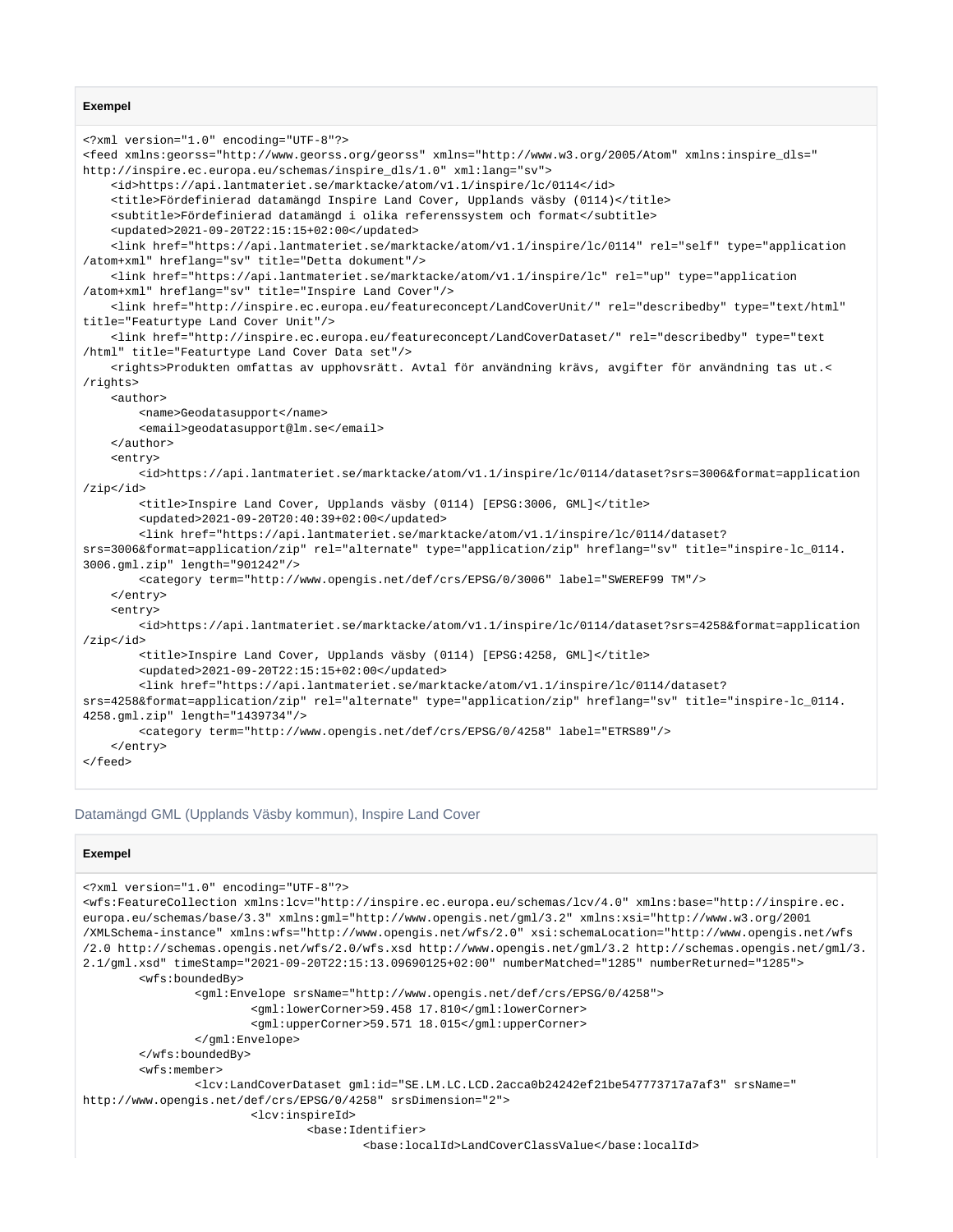**Exempel**

```
<?xml version="1.0" encoding="UTF-8"?>
<feed xmlns:georss="http://www.georss.org/georss" xmlns="http://www.w3.org/2005/Atom" xmlns:inspire_dls="
http://inspire.ec.europa.eu/schemas/inspire_dls/1.0" xml:lang="sv">
    <id>https://api.lantmateriet.se/marktacke/atom/v1.1/inspire/lc/0114</id>
    <title>Fördefinierad datamängd Inspire Land Cover, Upplands väsby (0114)</title>
    <subtitle>Fördefinierad datamängd i olika referenssystem och format</subtitle>
    <updated>2021-09-20T22:15:15+02:00</updated>
    <link href="https://api.lantmateriet.se/marktacke/atom/v1.1/inspire/lc/0114" rel="self" type="application
/atom+xml" hreflang="sv" title="Detta dokument"/>
    <link href="https://api.lantmateriet.se/marktacke/atom/v1.1/inspire/lc" rel="up" type="application
/atom+xml" hreflang="sv" title="Inspire Land Cover"/>
    <link href="http://inspire.ec.europa.eu/featureconcept/LandCoverUnit/" rel="describedby" type="text/html"
title="Featurtype Land Cover Unit"/>
    <link href="http://inspire.ec.europa.eu/featureconcept/LandCoverDataset/" rel="describedby" type="text
/html" title="Featurtype Land Cover Data set"/>
    <rights>Produkten omfattas av upphovsrätt. Avtal för användning krävs, avgifter för användning tas ut.<
/rights>
    <author>
        <name>Geodatasupport</name>
        <email>geodatasupport@lm.se</email>
    </author>
    <entry>
        <id>https://api.lantmateriet.se/marktacke/atom/v1.1/inspire/lc/0114/dataset?srs=3006&format=application
/zip</id>
        <title>Inspire Land Cover, Upplands väsby (0114) [EPSG:3006, GML]</title>
        <updated>2021-09-20T20:40:39+02:00</updated>
        <link href="https://api.lantmateriet.se/marktacke/atom/v1.1/inspire/lc/0114/dataset?
srs=3006&format=application/zip" rel="alternate" type="application/zip" hreflang="sv" title="inspire-lc_0114.
3006.gml.zip" length="901242"/>
        <category term="http://www.opengis.net/def/crs/EPSG/0/3006" label="SWEREF99 TM"/>
    </entry>
    <entry>
        <id>https://api.lantmateriet.se/marktacke/atom/v1.1/inspire/lc/0114/dataset?srs=4258&format=application
/zip</id>
        <title>Inspire Land Cover, Upplands väsby (0114) [EPSG:4258, GML]</title>
        <updated>2021-09-20T22:15:15+02:00</updated>
        <link href="https://api.lantmateriet.se/marktacke/atom/v1.1/inspire/lc/0114/dataset?
srs=4258&format=application/zip" rel="alternate" type="application/zip" hreflang="sv" title="inspire-lc_0114.
4258.gml.zip" length="1439734"/>
        <category term="http://www.opengis.net/def/crs/EPSG/0/4258" label="ETRS89"/>
    </entry>
</feed>
```

### Datamängd GML (Upplands Väsby kommun), Inspire Land Cover

**Exempel**

```
<?xml version="1.0" encoding="UTF-8"?>
<wfs:FeatureCollection xmlns:lcv="http://inspire.ec.europa.eu/schemas/lcv/4.0" xmlns:base="http://inspire.ec.
europa.eu/schemas/base/3.3" xmlns:gml="http://www.opengis.net/gml/3.2" xmlns:xsi="http://www.w3.org/2001
/XMLSchema-instance" xmlns:wfs="http://www.opengis.net/wfs/2.0" xsi:schemaLocation="http://www.opengis.net/wfs
/2.0 http://schemas.opengis.net/wfs/2.0/wfs.xsd http://www.opengis.net/gml/3.2 http://schemas.opengis.net/gml/3.
2.1/gml.xsd" timeStamp="2021-09-20T22:15:13.09690125+02:00" numberMatched="1285" numberReturned="1285">
        <wfs:boundedBy>
                <gml:Envelope srsName="http://www.opengis.net/def/crs/EPSG/0/4258">
                        <gml:lowerCorner>59.458 17.810</gml:lowerCorner>
                        <gml:upperCorner>59.571 18.015</gml:upperCorner>
                </gml:Envelope>
        </wfs:boundedBy>
        <wfs:member>
                <lcv:LandCoverDataset gml:id="SE.LM.LC.LCD.2acca0b24242ef21be547773717a7af3" srsName="
http://www.opengis.net/def/crs/EPSG/0/4258" srsDimension="2">
                        <lcv:inspireId>
                                <base:Identifier>
                                        <base:localId>LandCoverClassValue</base:localId>
```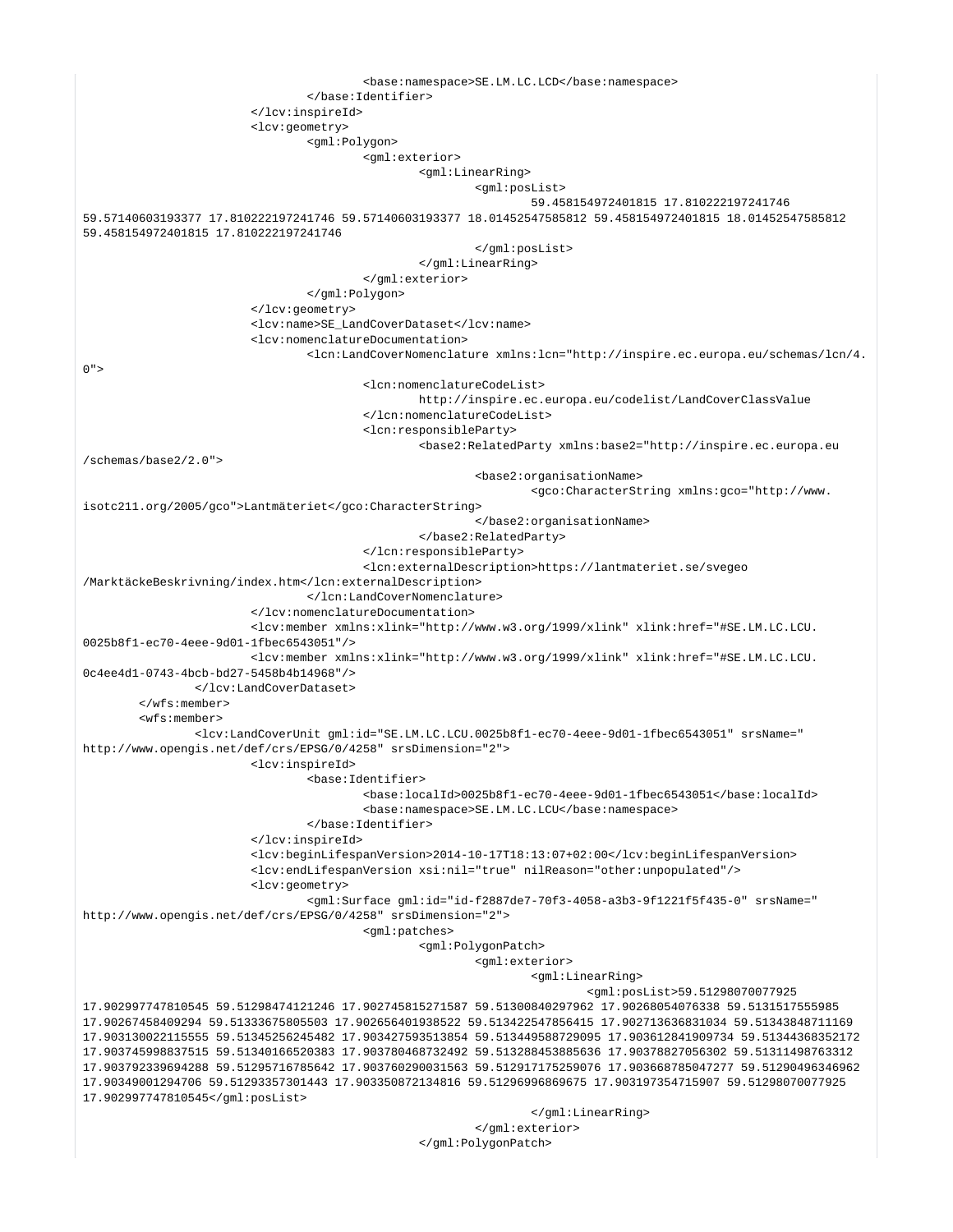```
                                        <base:namespace>SE.LM.LC.LCD</base:namespace>
                                </base:Identifier>
                        </lcv:inspireId>
                        <lcv:geometry>
                                <gml:Polygon>
                                        <gml:exterior>
                                                <gml:LinearRing>
                                                        <gml:posList>
                                                                59.458154972401815 17.810222197241746
59.57140603193377 17.810222197241746 59.57140603193377 18.01452547585812 59.458154972401815 18.01452547585812
59.458154972401815 17.810222197241746
                                                        </gml:posList>
                                                </gml:LinearRing>
                                        </gml:exterior>
                                </gml:Polygon>
                        </lcv:geometry>
                        <lcv:name>SE_LandCoverDataset</lcv:name>
                        <lcv:nomenclatureDocumentation>
                                <lcn:LandCoverNomenclature xmlns:lcn="http://inspire.ec.europa.eu/schemas/lcn/4.
0">
                                        <lcn:nomenclatureCodeList>
                                                http://inspire.ec.europa.eu/codelist/LandCoverClassValue
                                        </lcn:nomenclatureCodeList>
                                        <lcn:responsibleParty>
                                                <base2:RelatedParty xmlns:base2="http://inspire.ec.europa.eu
/schemas/base2/2.0">
                                                        <base2:organisationName>
                                                                <gco:CharacterString xmlns:gco="http://www.
isotc211.org/2005/gco">Lantmäteriet</gco:CharacterString>
                                                        </base2:organisationName>
                                                </base2:RelatedParty>
                                        </lcn:responsibleParty>
                                        <lcn:externalDescription>https://lantmateriet.se/svegeo
/MarktäckeBeskrivning/index.htm</lcn:externalDescription>
                                </lcn:LandCoverNomenclature>
                        </lcv:nomenclatureDocumentation>
                        <lcv:member xmlns:xlink="http://www.w3.org/1999/xlink" xlink:href="#SE.LM.LC.LCU.
0025b8f1-ec70-4eee-9d01-1fbec6543051"/>
                        <lcv:member xmlns:xlink="http://www.w3.org/1999/xlink" xlink:href="#SE.LM.LC.LCU.
0c4ee4d1-0743-4bcb-bd27-5458b4b14968"/>
                </lcv:LandCoverDataset>
        </wfs:member>
        <wfs:member>
                <lcv:LandCoverUnit gml:id="SE.LM.LC.LCU.0025b8f1-ec70-4eee-9d01-1fbec6543051" srsName="
http://www.opengis.net/def/crs/EPSG/0/4258" srsDimension="2">
                        <lcv:inspireId>
                                <base:Identifier>
                                        <base:localId>0025b8f1-ec70-4eee-9d01-1fbec6543051</base:localId>
                                        <base:namespace>SE.LM.LC.LCU</base:namespace>
                                </base:Identifier>
                        </lcv:inspireId>
                        <lcv:beginLifespanVersion>2014-10-17T18:13:07+02:00</lcv:beginLifespanVersion>
                        <lcv:endLifespanVersion xsi:nil="true" nilReason="other:unpopulated"/>
                        <lcv:geometry>
                                <gml:Surface gml:id="id-f2887de7-70f3-4058-a3b3-9f1221f5f435-0" srsName="
http://www.opengis.net/def/crs/EPSG/0/4258" srsDimension="2">
                                        <gml:patches>
                                                <gml:PolygonPatch>
                                                        <gml:exterior>
                                                                <gml:LinearRing>
                                                                        <gml:posList>59.51298070077925
17.902997747810545 59.51298474121246 17.902745815271587 59.51300840297962 17.90268054076338 59.5131517555985
17.90267458409294 59.51333675805503 17.902656401938522 59.513422547856415 17.902713636831034 59.51343848711169
17.903130022115555 59.51345256245482 17.903427593513854 59.513449588729095 17.903612841909734 59.51344368352172
17.903745998837515 59.51340166520383 17.903780468732492 59.513288453885636 17.90378827056302 59.51311498763312
17.903792339694288 59.51295716785642 17.903760290031563 59.512917175259076 17.903668785047277 59.51290496346962
17.90349001294706 59.51293357301443 17.903350872134816 59.51296996869675 17.903197354715907 59.51298070077925
17.902997747810545</gml:posList>
                                                                </gml:LinearRing>
                                                        </gml:exterior>
                                                </gml:PolygonPatch>
```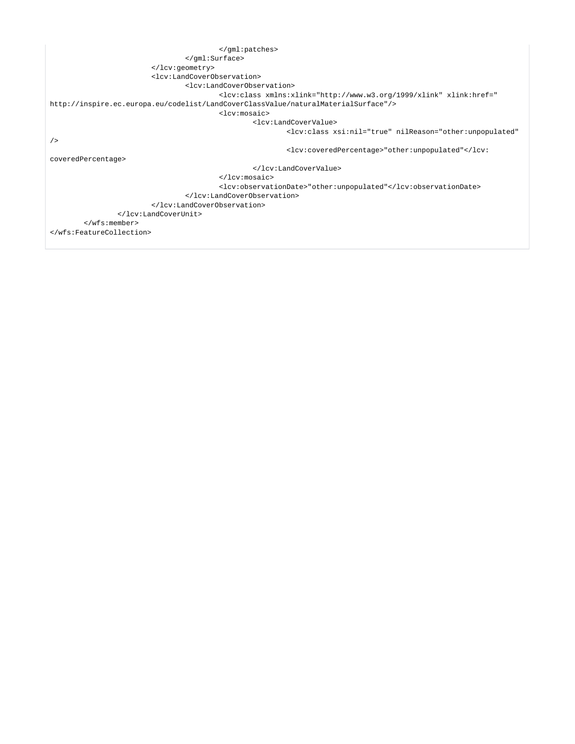```
                                        </gml:patches>
                                </gml:Surface>
                        </lcv:geometry>
                        <lcv:LandCoverObservation>
                                <lcv:LandCoverObservation>
                                        <lcv:class xmlns:xlink="http://www.w3.org/1999/xlink" xlink:href="
http://inspire.ec.europa.eu/codelist/LandCoverClassValue/naturalMaterialSurface"/>
                                        <lcv:mosaic>
                                                <lcv:LandCoverValue>
                                                        <lcv:class xsi:nil="true" nilReason="other:unpopulated"
/>
                                                        <lcv:coveredPercentage>"other:unpopulated"</lcv:
coveredPercentage>
                                                </lcv:LandCoverValue>
                                        </lcv:mosaic>
                                        <lcv:observationDate>"other:unpopulated"</lcv:observationDate>
                                </lcv:LandCoverObservation>
                        </lcv:LandCoverObservation>
                </lcv:LandCoverUnit>
        </wfs:member>
</wfs:FeatureCollection>
```